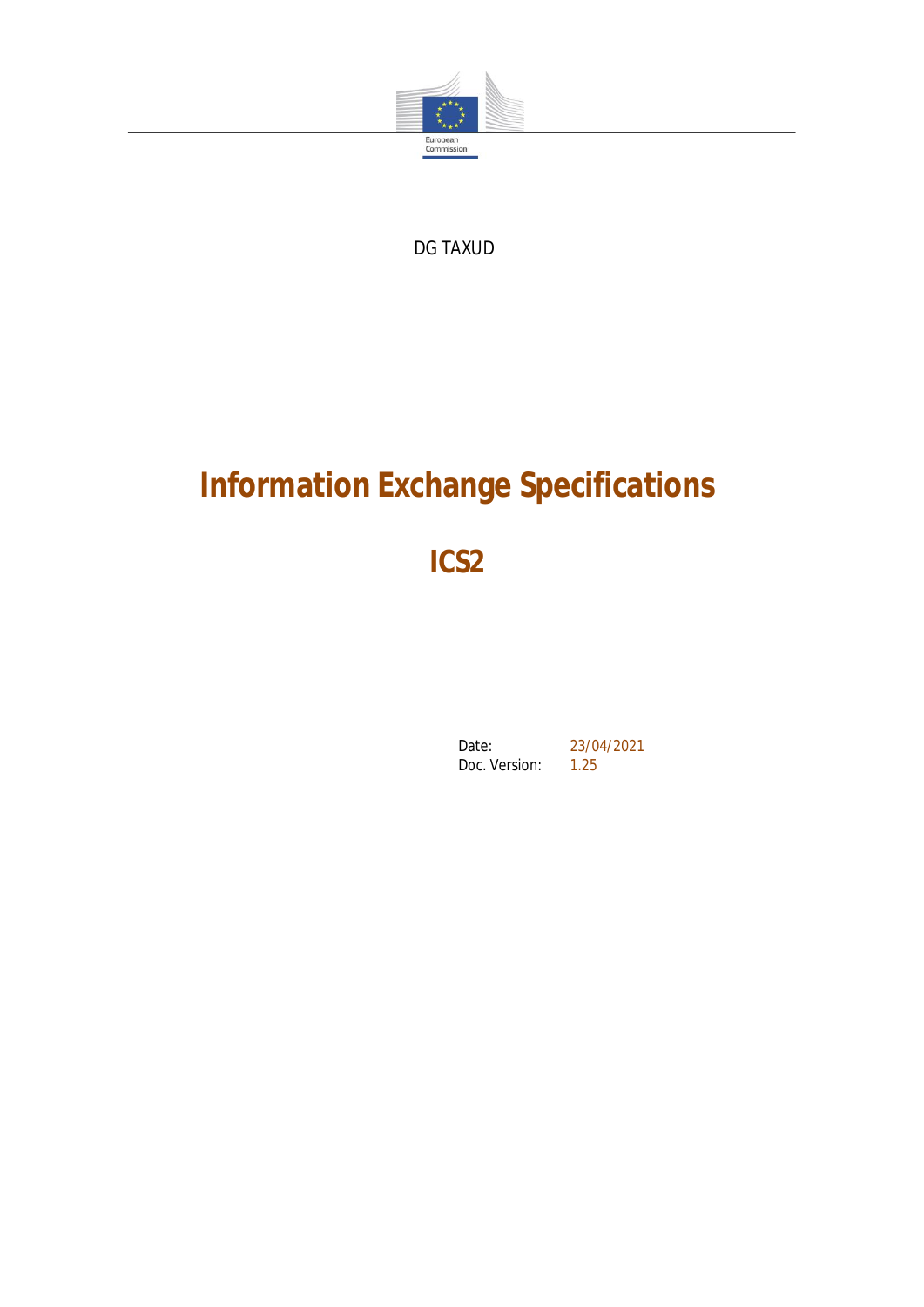European Commission

DG TAXUD

# Information Exchange Specifications

# ICS2

Date: 23/04/2021
Doc. Version: 1.25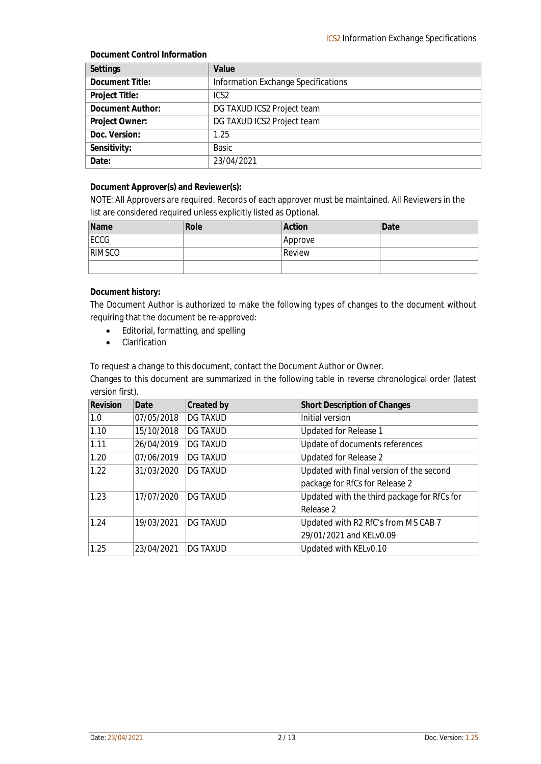**Document Control Information**

| Settings | Value |
|---|---|
| **Document Title:** | Information Exchange Specifications |
| **Project Title:** | ICS2 |
| **Document Author:** | DG TAXUD ICS2 Project team |
| **Project Owner:** | DG TAXUD ICS2 Project team |
| **Doc. Version:** | 1.25 |
| **Sensitivity:** | Basic |
| **Date:** | 23/04/2021 |

**Document Approver(s) and Reviewer(s):**

NOTE: All Approvers are required. Records of each approver must be maintained. All Reviewers in the list are considered required unless explicitly listed as Optional.

| Name | Role | Action | Date |
|---|---|---|---|
| ECCG | | Approve | |
| RIMSCO | | Review | |
| | | | |

**Document history:**

The Document Author is authorized to make the following types of changes to the document without requiring that the document be re-approved:

- Editorial, formatting, and spelling
- Clarification

To request a change to this document, contact the Document Author or Owner.

Changes to this document are summarized in the following table in reverse chronological order (latest version first).

| Revision | Date | Created by | Short Description of Changes |
|---|---|---|---|
| 1.0 | 07/05/2018 | DG TAXUD | Initial version |
| 1.10 | 15/10/2018 | DG TAXUD | Updated for Release 1 |
| 1.11 | 26/04/2019 | DG TAXUD | Update of documents references |
| 1.20 | 07/06/2019 | DG TAXUD | Updated for Release 2 |
| 1.22 | 31/03/2020 | DG TAXUD | Updated with final version of the second package for RfCs for Release 2 |
| 1.23 | 17/07/2020 | DG TAXUD | Updated with the third package for RfCs for Release 2 |
| 1.24 | 19/03/2021 | DG TAXUD | Updated with R2 RfC's from MS CAB 7 29/01/2021 and KELv0.09 |
| 1.25 | 23/04/2021 | DG TAXUD | Updated with KELv0.10 |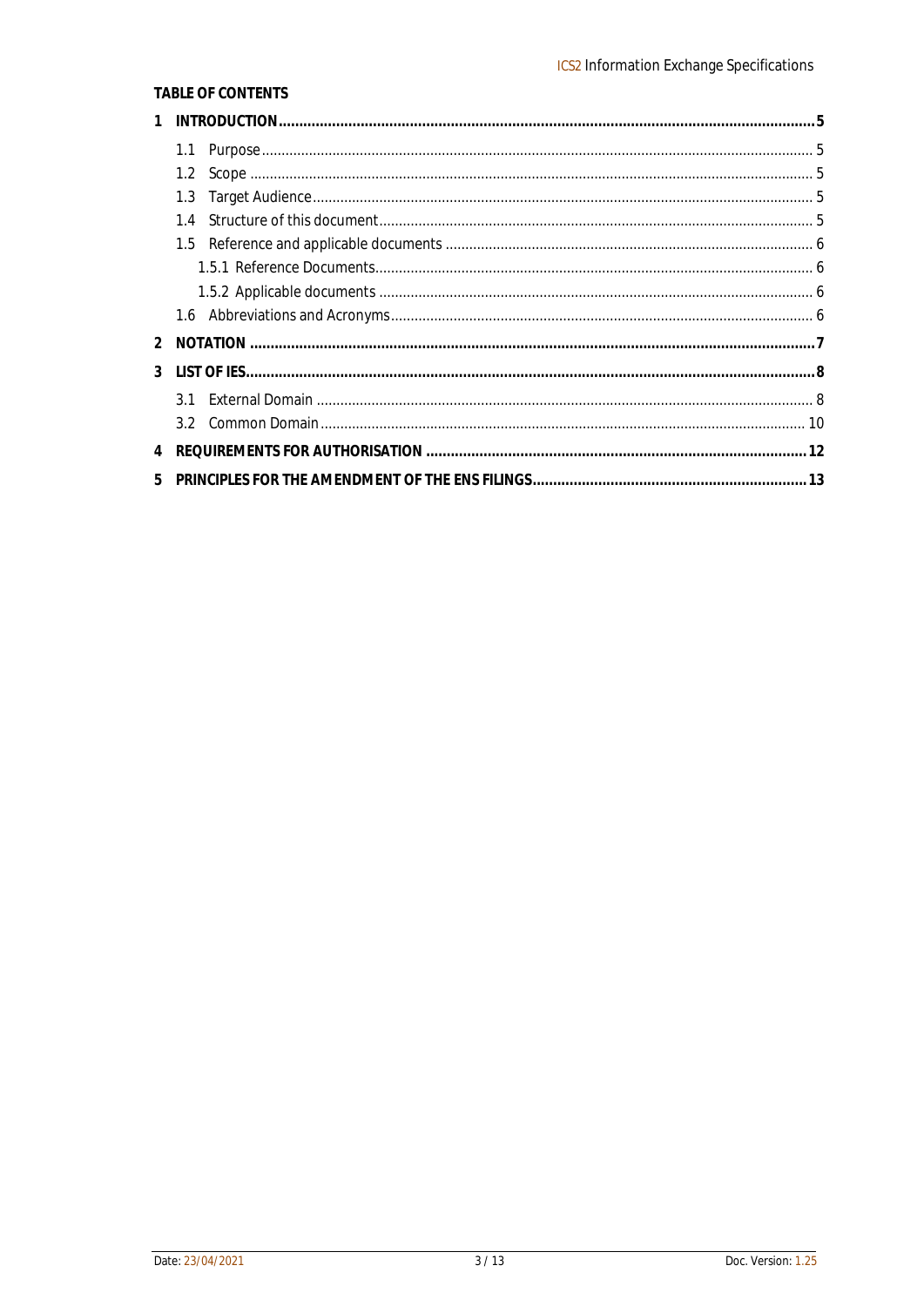**TABLE OF CONTENTS**

1 INTRODUCTION ........ 5
  1.1 Purpose ........ 5
  1.2 Scope ........ 5
  1.3 Target Audience ........ 5
  1.4 Structure of this document ........ 5
  1.5 Reference and applicable documents ........ 6
    1.5.1 Reference Documents ........ 6
    1.5.2 Applicable documents ........ 6
  1.6 Abbreviations and Acronyms ........ 6
2 NOTATION ........ 7
3 LIST OF IES ........ 8
  3.1 External Domain ........ 8
  3.2 Common Domain ........ 10
4 REQUIREMENTS FOR AUTHORISATION ........ 12
5 PRINCIPLES FOR THE AMENDMENT OF THE ENS FILINGS ........ 13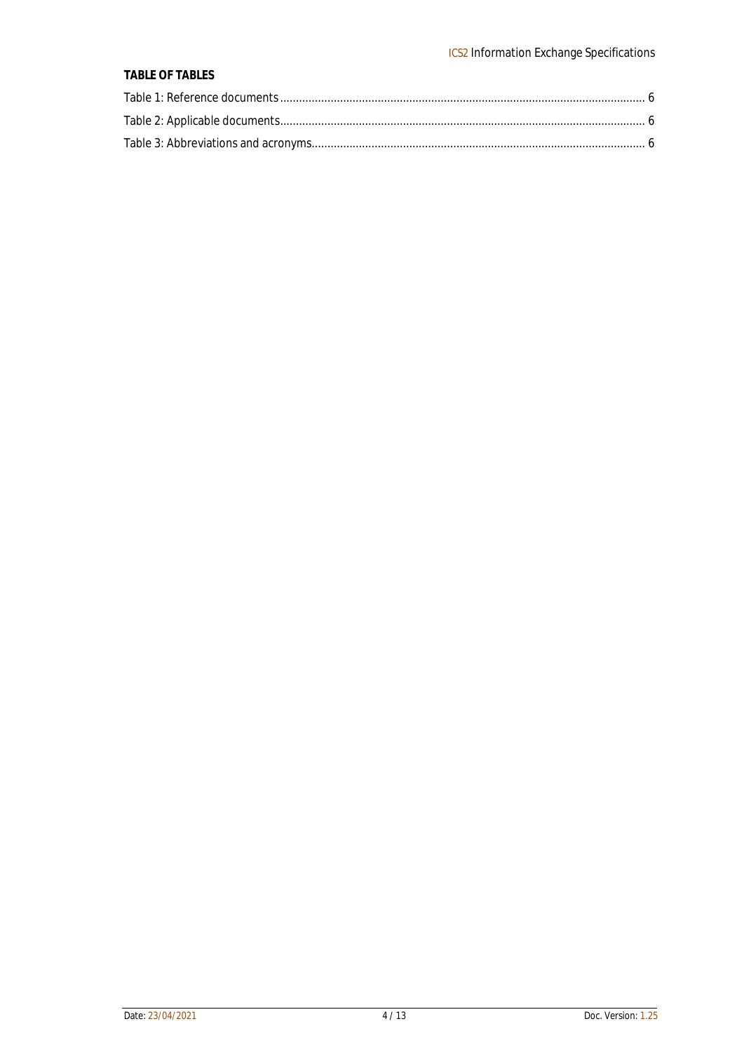**TABLE OF TABLES**

Table 1: Reference documents ........................................................................................................ 6

Table 2: Applicable documents........................................................................................................ 6

Table 3: Abbreviations and acronyms.............................................................................................. 6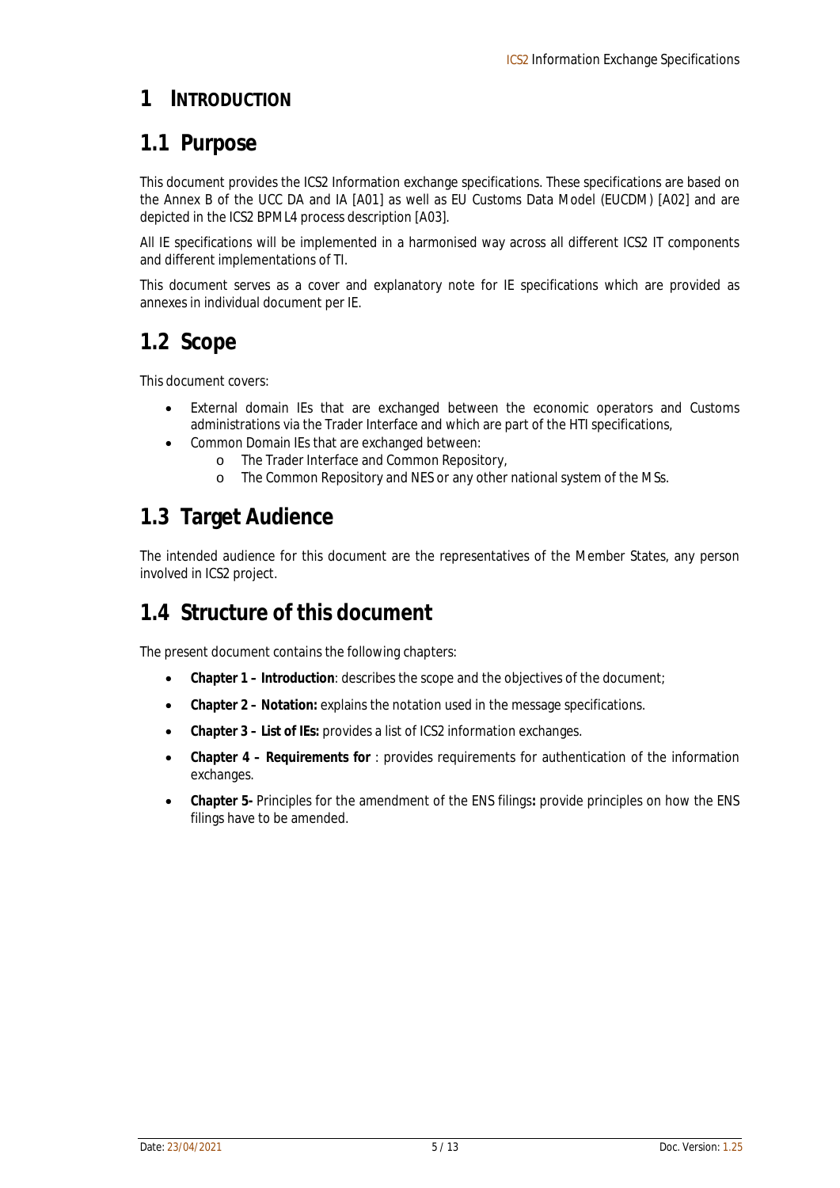# 1 INTRODUCTION

## 1.1 Purpose

This document provides the ICS2 Information exchange specifications. These specifications are based on the Annex B of the UCC DA and IA [A01] as well as EU Customs Data Model (EUCDM) [A02] and are depicted in the ICS2 BPML4 process description [A03].

All IE specifications will be implemented in a harmonised way across all different ICS2 IT components and different implementations of TI.

This document serves as a cover and explanatory note for IE specifications which are provided as annexes in individual document per IE.

## 1.2 Scope

This document covers:

- External domain IEs that are exchanged between the economic operators and Customs administrations via the Trader Interface and which are part of the HTI specifications,
- Common Domain IEs that are exchanged between:
  - The Trader Interface and Common Repository,
  - The Common Repository and NES or any other national system of the MSs.

## 1.3 Target Audience

The intended audience for this document are the representatives of the Member States, any person involved in ICS2 project.

## 1.4 Structure of this document

The present document contains the following chapters:

- **Chapter 1 – Introduction**: describes the scope and the objectives of the document;
- **Chapter 2 – Notation:** explains the notation used in the message specifications.
- **Chapter 3 – List of IEs:** provides a list of ICS2 information exchanges.
- **Chapter 4 – Requirements for** : provides requirements for authentication of the information exchanges.
- **Chapter 5-** Principles for the amendment of the ENS filings**:** provide principles on how the ENS filings have to be amended.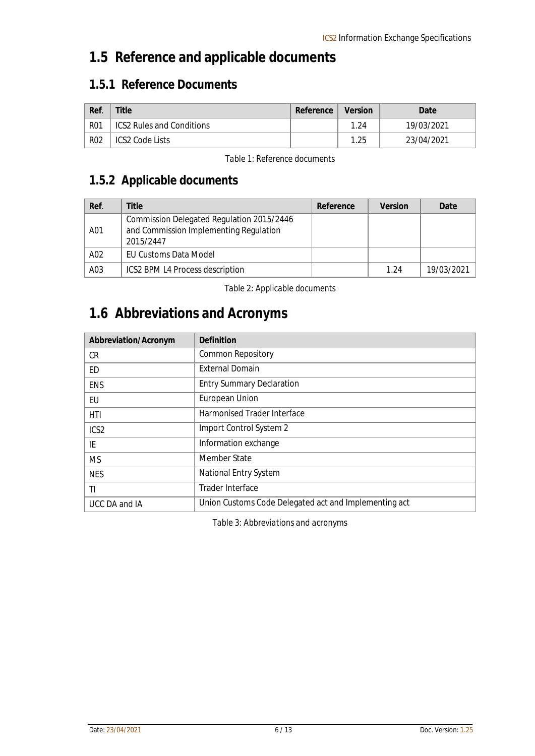## 1.5 Reference and applicable documents

### 1.5.1 Reference Documents

| Ref. | Title | Reference | Version | Date |
|---|---|---|---|---|
| R01 | ICS2 Rules and Conditions | | 1.24 | 19/03/2021 |
| R02 | ICS2 Code Lists | | 1.25 | 23/04/2021 |

Table 1: Reference documents

### 1.5.2 Applicable documents

| Ref. | Title | Reference | Version | Date |
|---|---|---|---|---|
| A01 | Commission Delegated Regulation 2015/2446 and Commission Implementing Regulation 2015/2447 | | | |
| A02 | EU Customs Data Model | | | |
| A03 | ICS2 BPM L4 Process description | | 1.24 | 19/03/2021 |

Table 2: Applicable documents

## 1.6 Abbreviations and Acronyms

| Abbreviation/Acronym | Definition |
|---|---|
| CR | Common Repository |
| ED | External Domain |
| ENS | Entry Summary Declaration |
| EU | European Union |
| HTI | Harmonised Trader Interface |
| ICS2 | Import Control System 2 |
| IE | Information exchange |
| MS | Member State |
| NES | National Entry System |
| TI | Trader Interface |
| UCC DA and IA | Union Customs Code Delegated act and Implementing act |

Table 3: Abbreviations and acronyms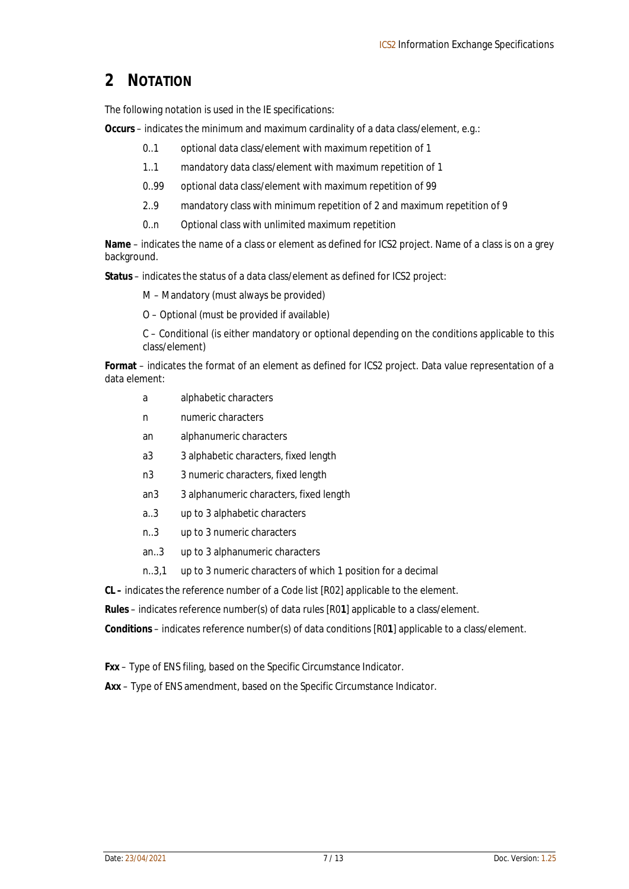# 2 NOTATION

The following notation is used in the IE specifications:

**Occurs** – indicates the minimum and maximum cardinality of a data class/element, e.g.:

- 0..1 optional data class/element with maximum repetition of 1
- 1..1 mandatory data class/element with maximum repetition of 1
- 0..99 optional data class/element with maximum repetition of 99
- 2..9 mandatory class with minimum repetition of 2 and maximum repetition of 9
- 0..n Optional class with unlimited maximum repetition

**Name** – indicates the name of a class or element as defined for ICS2 project. Name of a class is on a grey background.

**Status** – indicates the status of a data class/element as defined for ICS2 project:

- M – Mandatory (must always be provided)
- O – Optional (must be provided if available)
- C – Conditional (is either mandatory or optional depending on the conditions applicable to this class/element)

**Format** – indicates the format of an element as defined for ICS2 project. Data value representation of a data element:

- a alphabetic characters
- n numeric characters
- an alphanumeric characters
- a3 3 alphabetic characters, fixed length
- n3 3 numeric characters, fixed length
- an3 3 alphanumeric characters, fixed length
- a..3 up to 3 alphabetic characters
- n..3 up to 3 numeric characters
- an..3 up to 3 alphanumeric characters
- n..3,1 up to 3 numeric characters of which 1 position for a decimal

**CL –** indicates the reference number of a Code list [R02] applicable to the element.

**Rules** – indicates reference number(s) of data rules [R0**1**] applicable to a class/element.

**Conditions** – indicates reference number(s) of data conditions [R0**1**] applicable to a class/element.

**Fxx** – Type of ENS filing, based on the Specific Circumstance Indicator.

**Axx** – Type of ENS amendment, based on the Specific Circumstance Indicator.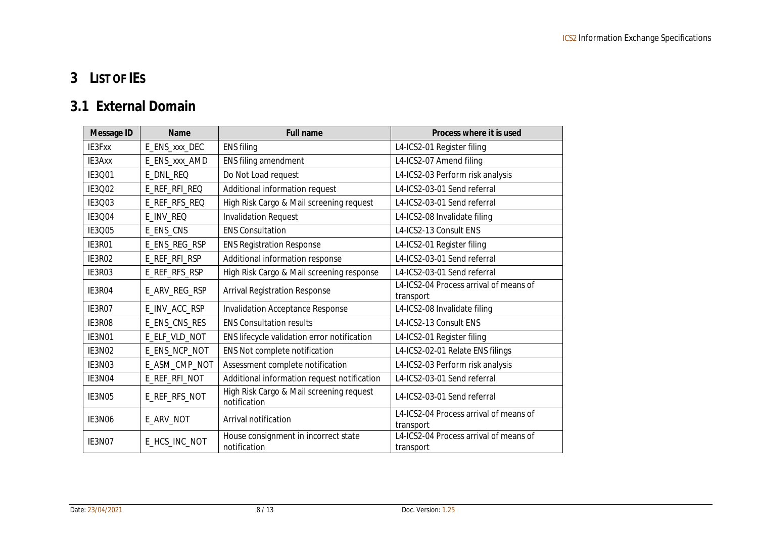# 3 LIST OF IES

## 3.1 External Domain

| Message ID | Name | Full name | Process where it is used |
|---|---|---|---|
| IE3Fxx | E_ENS_xxx_DEC | ENS filing | L4-ICS2-01 Register filing |
| IE3Axx | E_ENS_xxx_AMD | ENS filing amendment | L4-ICS2-07 Amend filing |
| IE3Q01 | E_DNL_REQ | Do Not Load request | L4-ICS2-03 Perform risk analysis |
| IE3Q02 | E_REF_RFI_REQ | Additional information request | L4-ICS2-03-01 Send referral |
| IE3Q03 | E_REF_RFS_REQ | High Risk Cargo & Mail screening request | L4-ICS2-03-01 Send referral |
| IE3Q04 | E_INV_REQ | Invalidation Request | L4-ICS2-08 Invalidate filing |
| IE3Q05 | E_ENS_CNS | ENS Consultation | L4-ICS2-13 Consult ENS |
| IE3R01 | E_ENS_REG_RSP | ENS Registration Response | L4-ICS2-01 Register filing |
| IE3R02 | E_REF_RFI_RSP | Additional information response | L4-ICS2-03-01 Send referral |
| IE3R03 | E_REF_RFS_RSP | High Risk Cargo & Mail screening response | L4-ICS2-03-01 Send referral |
| IE3R04 | E_ARV_REG_RSP | Arrival Registration Response | L4-ICS2-04 Process arrival of means of transport |
| IE3R07 | E_INV_ACC_RSP | Invalidation Acceptance Response | L4-ICS2-08 Invalidate filing |
| IE3R08 | E_ENS_CNS_RES | ENS Consultation results | L4-ICS2-13 Consult ENS |
| IE3N01 | E_ELF_VLD_NOT | ENS lifecycle validation error notification | L4-ICS2-01 Register filing |
| IE3N02 | E_ENS_NCP_NOT | ENS Not complete notification | L4-ICS2-02-01 Relate ENS filings |
| IE3N03 | E_ASM_CMP_NOT | Assessment complete notification | L4-ICS2-03 Perform risk analysis |
| IE3N04 | E_REF_RFI_NOT | Additional information request notification | L4-ICS2-03-01 Send referral |
| IE3N05 | E_REF_RFS_NOT | High Risk Cargo & Mail screening request notification | L4-ICS2-03-01 Send referral |
| IE3N06 | E_ARV_NOT | Arrival notification | L4-ICS2-04 Process arrival of means of transport |
| IE3N07 | E_HCS_INC_NOT | House consignment in incorrect state notification | L4-ICS2-04 Process arrival of means of transport |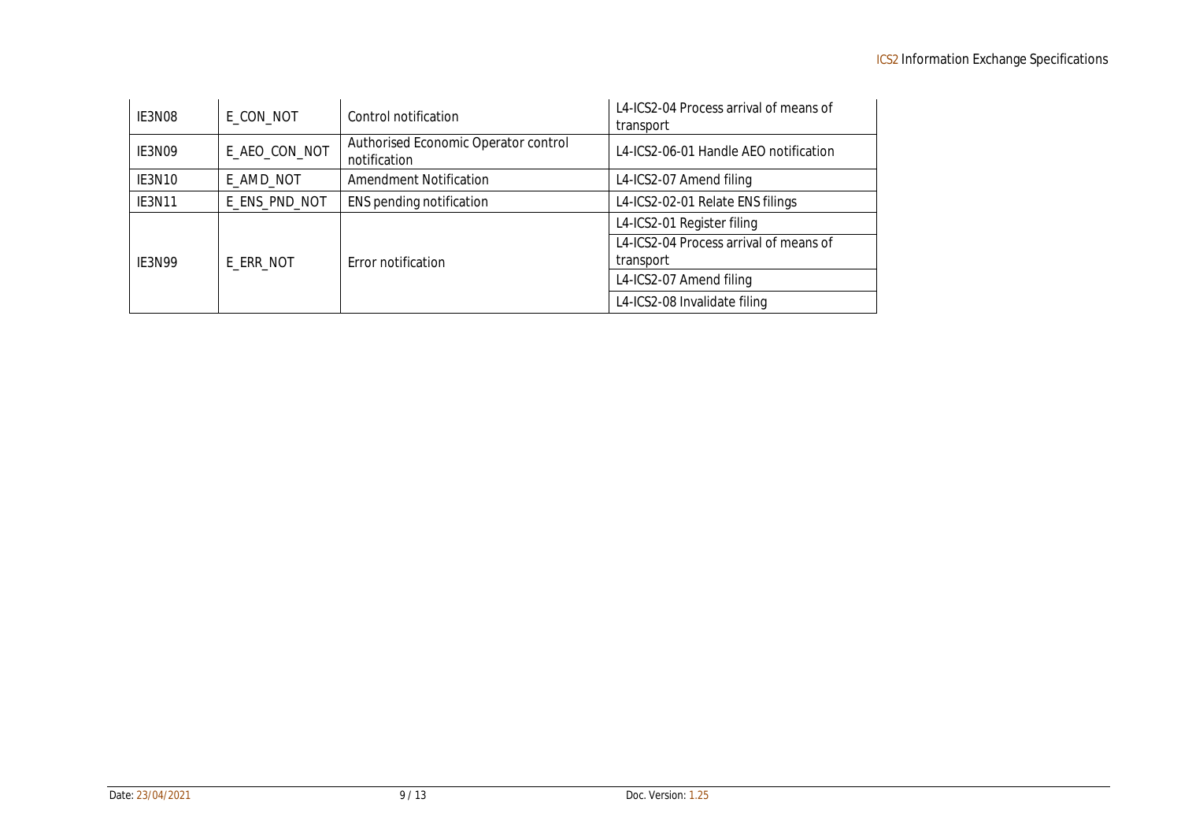| IE3N08 | E_CON_NOT | Control notification | L4-ICS2-04 Process arrival of means of transport |
| --- | --- | --- | --- |
| IE3N09 | E_AEO_CON_NOT | Authorised Economic Operator control notification | L4-ICS2-06-01 Handle AEO notification |
| IE3N10 | E_AMD_NOT | Amendment Notification | L4-ICS2-07 Amend filing |
| IE3N11 | E_ENS_PND_NOT | ENS pending notification | L4-ICS2-02-01 Relate ENS filings |
| IE3N99 | E_ERR_NOT | Error notification | L4-ICS2-01 Register filing |
| | | | L4-ICS2-04 Process arrival of means of transport |
| | | | L4-ICS2-07 Amend filing |
| | | | L4-ICS2-08 Invalidate filing |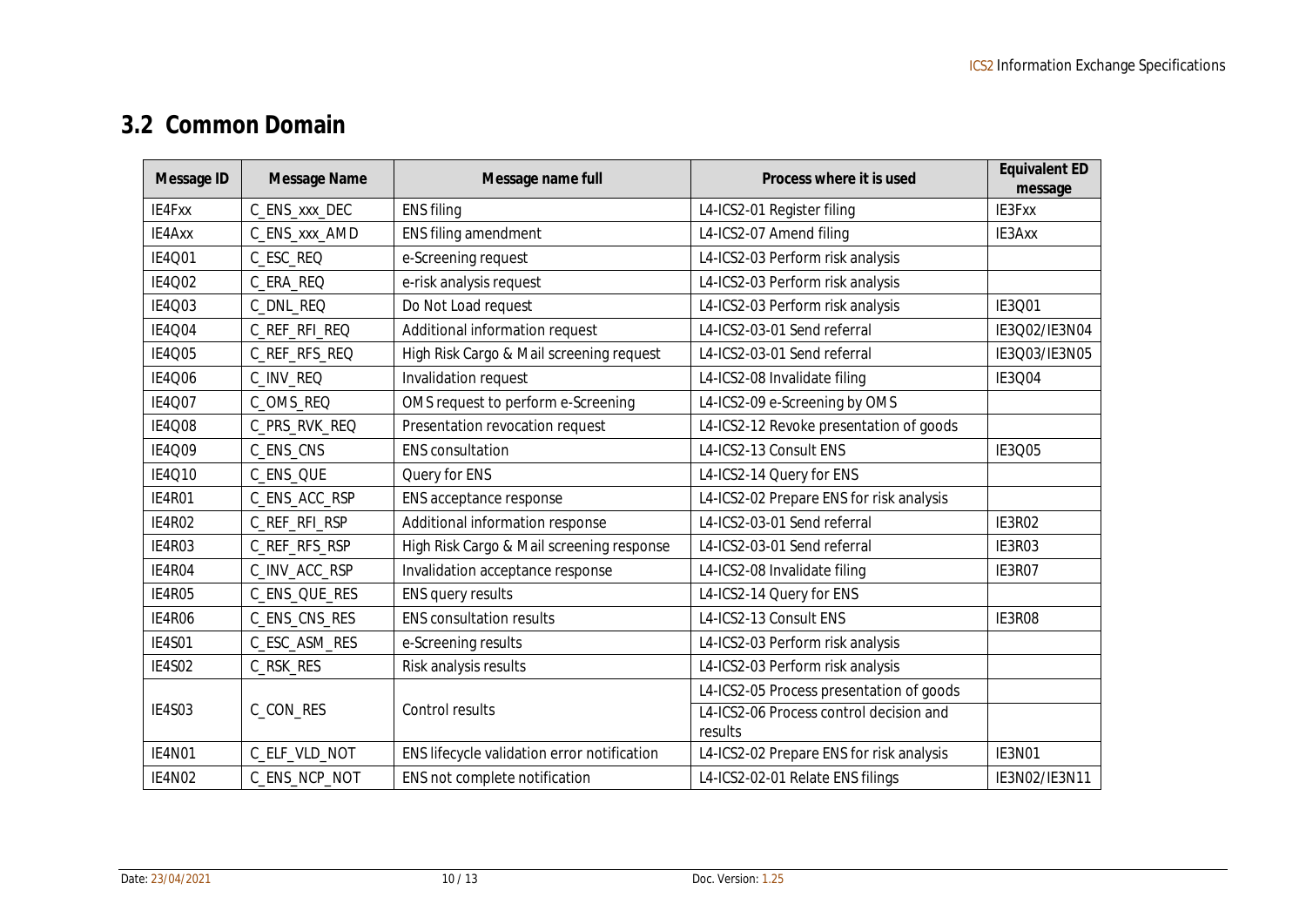## 3.2 Common Domain

| Message ID | Message Name | Message name full | Process where it is used | Equivalent ED message |
|---|---|---|---|---|
| IE4Fxx | C_ENS_xxx_DEC | ENS filing | L4-ICS2-01 Register filing | IE3Fxx |
| IE4Axx | C_ENS_xxx_AMD | ENS filing amendment | L4-ICS2-07 Amend filing | IE3Axx |
| IE4Q01 | C_ESC_REQ | e-Screening request | L4-ICS2-03 Perform risk analysis | |
| IE4Q02 | C_ERA_REQ | e-risk analysis request | L4-ICS2-03 Perform risk analysis | |
| IE4Q03 | C_DNL_REQ | Do Not Load request | L4-ICS2-03 Perform risk analysis | IE3Q01 |
| IE4Q04 | C_REF_RFI_REQ | Additional information request | L4-ICS2-03-01 Send referral | IE3Q02/IE3N04 |
| IE4Q05 | C_REF_RFS_REQ | High Risk Cargo & Mail screening request | L4-ICS2-03-01 Send referral | IE3Q03/IE3N05 |
| IE4Q06 | C_INV_REQ | Invalidation request | L4-ICS2-08 Invalidate filing | IE3Q04 |
| IE4Q07 | C_OMS_REQ | OMS request to perform e-Screening | L4-ICS2-09 e-Screening by OMS | |
| IE4Q08 | C_PRS_RVK_REQ | Presentation revocation request | L4-ICS2-12 Revoke presentation of goods | |
| IE4Q09 | C_ENS_CNS | ENS consultation | L4-ICS2-13 Consult ENS | IE3Q05 |
| IE4Q10 | C_ENS_QUE | Query for ENS | L4-ICS2-14 Query for ENS | |
| IE4R01 | C_ENS_ACC_RSP | ENS acceptance response | L4-ICS2-02 Prepare ENS for risk analysis | |
| IE4R02 | C_REF_RFI_RSP | Additional information response | L4-ICS2-03-01 Send referral | IE3R02 |
| IE4R03 | C_REF_RFS_RSP | High Risk Cargo & Mail screening response | L4-ICS2-03-01 Send referral | IE3R03 |
| IE4R04 | C_INV_ACC_RSP | Invalidation acceptance response | L4-ICS2-08 Invalidate filing | IE3R07 |
| IE4R05 | C_ENS_QUE_RES | ENS query results | L4-ICS2-14 Query for ENS | |
| IE4R06 | C_ENS_CNS_RES | ENS consultation results | L4-ICS2-13 Consult ENS | IE3R08 |
| IE4S01 | C_ESC_ASM_RES | e-Screening results | L4-ICS2-03 Perform risk analysis | |
| IE4S02 | C_RSK_RES | Risk analysis results | L4-ICS2-03 Perform risk analysis | |
| IE4S03 | C_CON_RES | Control results | L4-ICS2-05 Process presentation of goods | |
| | | | L4-ICS2-06 Process control decision and results | |
| IE4N01 | C_ELF_VLD_NOT | ENS lifecycle validation error notification | L4-ICS2-02 Prepare ENS for risk analysis | IE3N01 |
| IE4N02 | C_ENS_NCP_NOT | ENS not complete notification | L4-ICS2-02-01 Relate ENS filings | IE3N02/IE3N11 |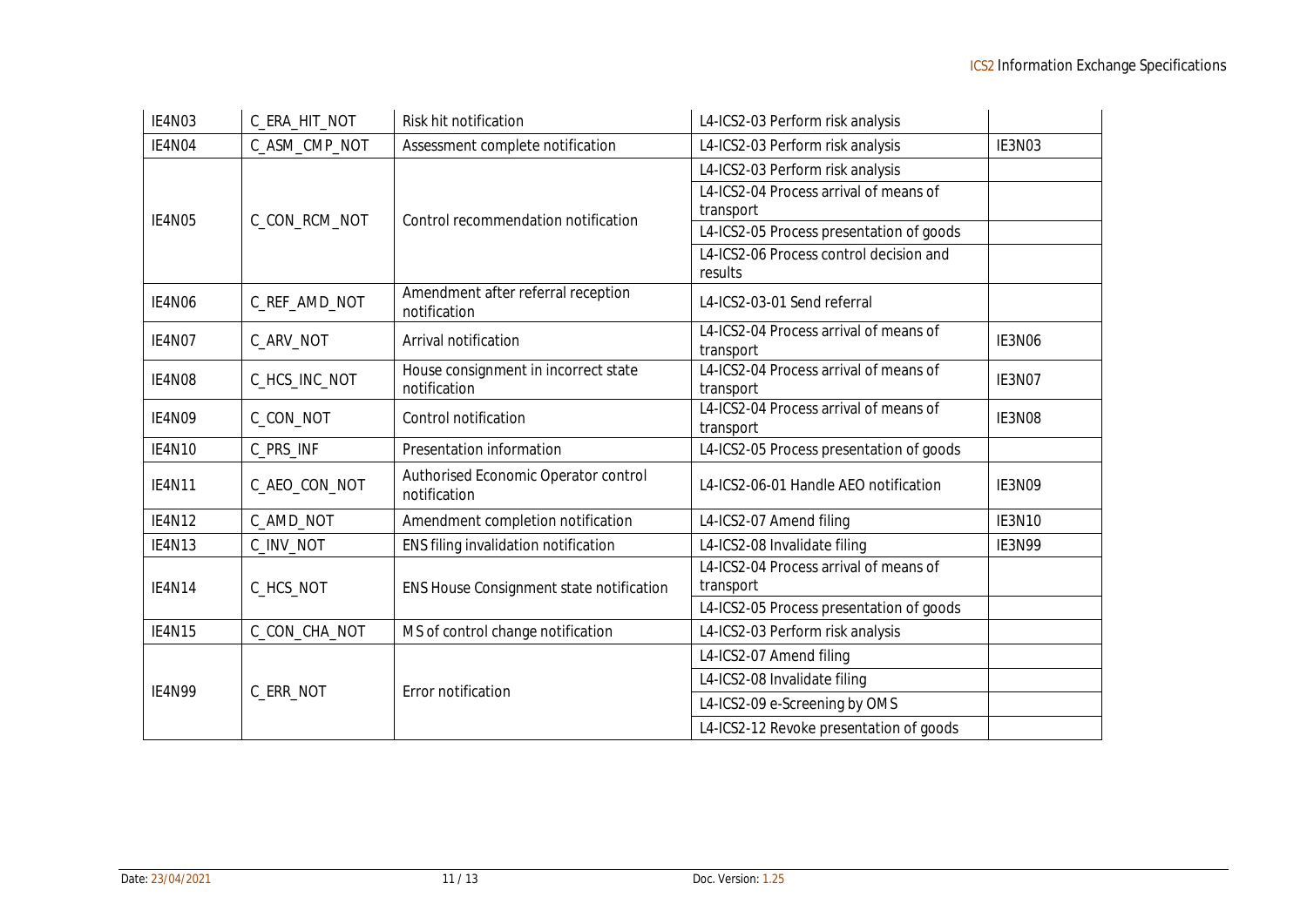| IE4N03 | C_ERA_HIT_NOT | Risk hit notification | L4-ICS2-03 Perform risk analysis | |
|---|---|---|---|---|
| IE4N04 | C_ASM_CMP_NOT | Assessment complete notification | L4-ICS2-03 Perform risk analysis | IE3N03 |
| IE4N05 | C_CON_RCM_NOT | Control recommendation notification | L4-ICS2-03 Perform risk analysis | |
| | | | L4-ICS2-04 Process arrival of means of transport | |
| | | | L4-ICS2-05 Process presentation of goods | |
| | | | L4-ICS2-06 Process control decision and results | |
| IE4N06 | C_REF_AMD_NOT | Amendment after referral reception notification | L4-ICS2-03-01 Send referral | |
| IE4N07 | C_ARV_NOT | Arrival notification | L4-ICS2-04 Process arrival of means of transport | IE3N06 |
| IE4N08 | C_HCS_INC_NOT | House consignment in incorrect state notification | L4-ICS2-04 Process arrival of means of transport | IE3N07 |
| IE4N09 | C_CON_NOT | Control notification | L4-ICS2-04 Process arrival of means of transport | IE3N08 |
| IE4N10 | C_PRS_INF | Presentation information | L4-ICS2-05 Process presentation of goods | |
| IE4N11 | C_AEO_CON_NOT | Authorised Economic Operator control notification | L4-ICS2-06-01 Handle AEO notification | IE3N09 |
| IE4N12 | C_AMD_NOT | Amendment completion notification | L4-ICS2-07 Amend filing | IE3N10 |
| IE4N13 | C_INV_NOT | ENS filing invalidation notification | L4-ICS2-08 Invalidate filing | IE3N99 |
| IE4N14 | C_HCS_NOT | ENS House Consignment state notification | L4-ICS2-04 Process arrival of means of transport | |
| | | | L4-ICS2-05 Process presentation of goods | |
| IE4N15 | C_CON_CHA_NOT | MS of control change notification | L4-ICS2-03 Perform risk analysis | |
| IE4N99 | C_ERR_NOT | Error notification | L4-ICS2-07 Amend filing | |
| | | | L4-ICS2-08 Invalidate filing | |
| | | | L4-ICS2-09 e-Screening by OMS | |
| | | | L4-ICS2-12 Revoke presentation of goods | |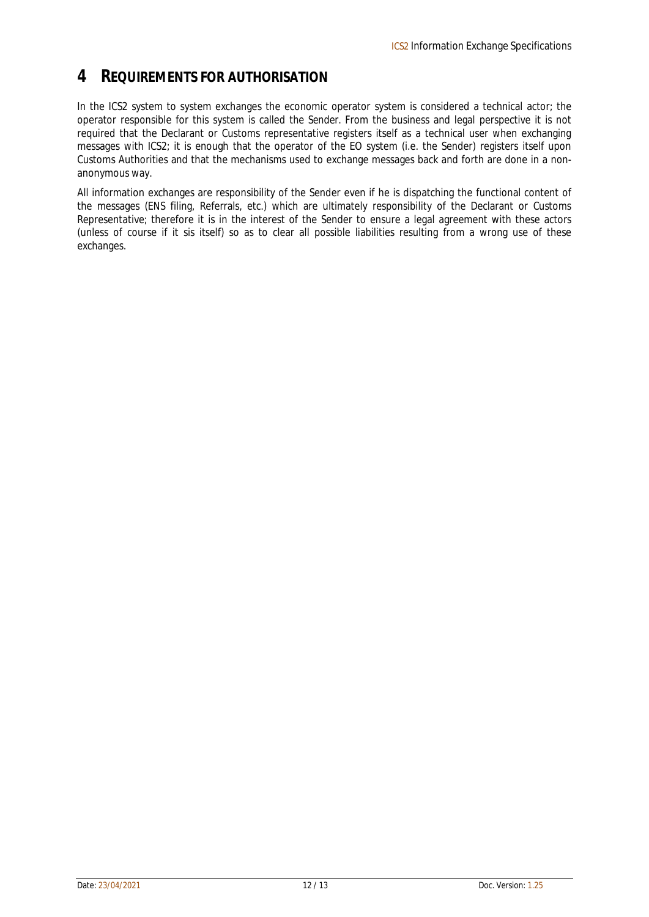# 4 REQUIREMENTS FOR AUTHORISATION

In the ICS2 system to system exchanges the economic operator system is considered a technical actor; the operator responsible for this system is called the Sender. From the business and legal perspective it is not required that the Declarant or Customs representative registers itself as a technical user when exchanging messages with ICS2; it is enough that the operator of the EO system (i.e. the Sender) registers itself upon Customs Authorities and that the mechanisms used to exchange messages back and forth are done in a non-anonymous way.

All information exchanges are responsibility of the Sender even if he is dispatching the functional content of the messages (ENS filing, Referrals, etc.) which are ultimately responsibility of the Declarant or Customs Representative; therefore it is in the interest of the Sender to ensure a legal agreement with these actors (unless of course if it sis itself) so as to clear all possible liabilities resulting from a wrong use of these exchanges.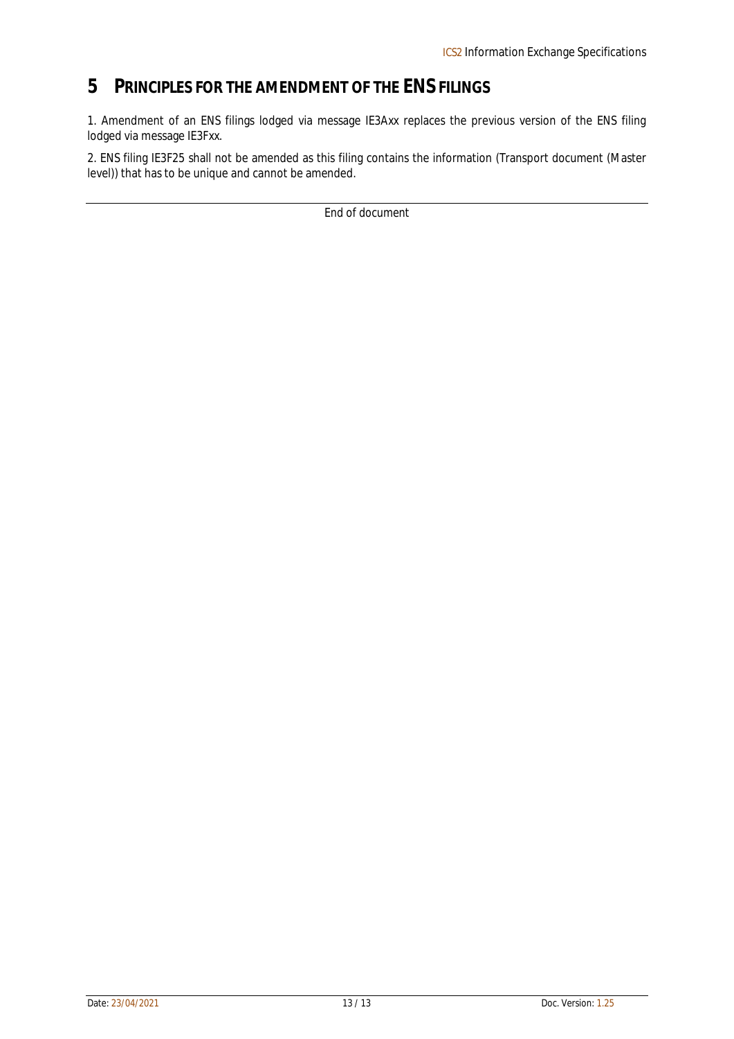# 5 PRINCIPLES FOR THE AMENDMENT OF THE ENS FILINGS

1. Amendment of an ENS filings lodged via message IE3Axx replaces the previous version of the ENS filing lodged via message IE3Fxx.

2. ENS filing IE3F25 shall not be amended as this filing contains the information (Transport document (Master level)) that has to be unique and cannot be amended.

---

End of document